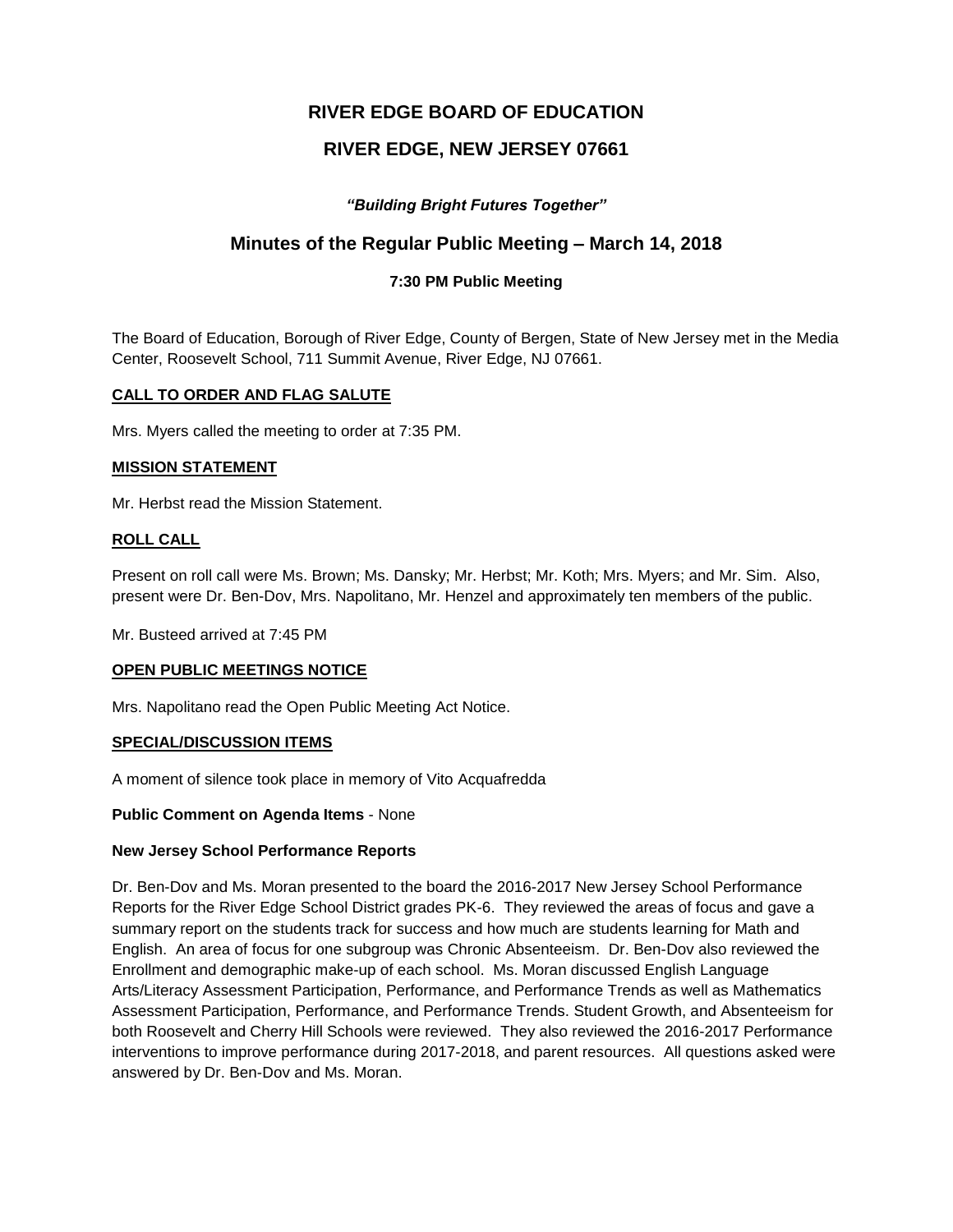# RIVER EDGE BOARD OF EDUCATION

# RIVER EDGE, NEW JERSEY 07661

***"Building Bright Futures Together"***

## Minutes of the Regular Public Meeting – March 14, 2018

### 7:30 PM Public Meeting

The Board of Education, Borough of River Edge, County of Bergen, State of New Jersey met in the Media Center, Roosevelt School, 711 Summit Avenue, River Edge, NJ 07661.

**CALL TO ORDER AND FLAG SALUTE**

Mrs. Myers called the meeting to order at 7:35 PM.

**MISSION STATEMENT**

Mr. Herbst read the Mission Statement.

**ROLL CALL**

Present on roll call were Ms. Brown; Ms. Dansky; Mr. Herbst; Mr. Koth; Mrs. Myers; and Mr. Sim. Also, present were Dr. Ben-Dov, Mrs. Napolitano, Mr. Henzel and approximately ten members of the public.

Mr. Busteed arrived at 7:45 PM

**OPEN PUBLIC MEETINGS NOTICE**

Mrs. Napolitano read the Open Public Meeting Act Notice.

**SPECIAL/DISCUSSION ITEMS**

A moment of silence took place in memory of Vito Acquafredda

**Public Comment on Agenda Items** - None

**New Jersey School Performance Reports**

Dr. Ben-Dov and Ms. Moran presented to the board the 2016-2017 New Jersey School Performance Reports for the River Edge School District grades PK-6. They reviewed the areas of focus and gave a summary report on the students track for success and how much are students learning for Math and English. An area of focus for one subgroup was Chronic Absenteeism. Dr. Ben-Dov also reviewed the Enrollment and demographic make-up of each school. Ms. Moran discussed English Language Arts/Literacy Assessment Participation, Performance, and Performance Trends as well as Mathematics Assessment Participation, Performance, and Performance Trends. Student Growth, and Absenteeism for both Roosevelt and Cherry Hill Schools were reviewed. They also reviewed the 2016-2017 Performance interventions to improve performance during 2017-2018, and parent resources. All questions asked were answered by Dr. Ben-Dov and Ms. Moran.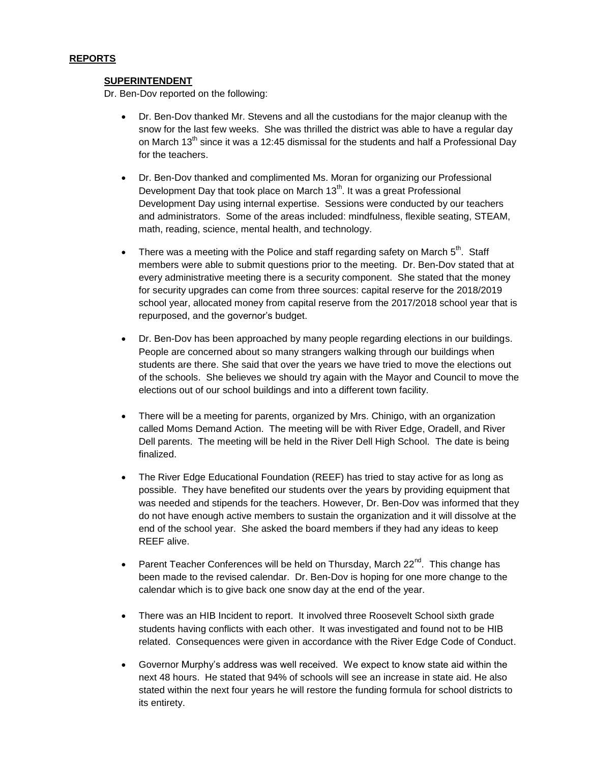## REPORTS

### SUPERINTENDENT

Dr. Ben-Dov reported on the following:

- Dr. Ben-Dov thanked Mr. Stevens and all the custodians for the major cleanup with the snow for the last few weeks. She was thrilled the district was able to have a regular day on March 13th since it was a 12:45 dismissal for the students and half a Professional Day for the teachers.

- Dr. Ben-Dov thanked and complimented Ms. Moran for organizing our Professional Development Day that took place on March 13th. It was a great Professional Development Day using internal expertise. Sessions were conducted by our teachers and administrators. Some of the areas included: mindfulness, flexible seating, STEAM, math, reading, science, mental health, and technology.

- There was a meeting with the Police and staff regarding safety on March 5th. Staff members were able to submit questions prior to the meeting. Dr. Ben-Dov stated that at every administrative meeting there is a security component. She stated that the money for security upgrades can come from three sources: capital reserve for the 2018/2019 school year, allocated money from capital reserve from the 2017/2018 school year that is repurposed, and the governor's budget.

- Dr. Ben-Dov has been approached by many people regarding elections in our buildings. People are concerned about so many strangers walking through our buildings when students are there. She said that over the years we have tried to move the elections out of the schools. She believes we should try again with the Mayor and Council to move the elections out of our school buildings and into a different town facility.

- There will be a meeting for parents, organized by Mrs. Chinigo, with an organization called Moms Demand Action. The meeting will be with River Edge, Oradell, and River Dell parents. The meeting will be held in the River Dell High School. The date is being finalized.

- The River Edge Educational Foundation (REEF) has tried to stay active for as long as possible. They have benefited our students over the years by providing equipment that was needed and stipends for the teachers. However, Dr. Ben-Dov was informed that they do not have enough active members to sustain the organization and it will dissolve at the end of the school year. She asked the board members if they had any ideas to keep REEF alive.

- Parent Teacher Conferences will be held on Thursday, March 22nd. This change has been made to the revised calendar. Dr. Ben-Dov is hoping for one more change to the calendar which is to give back one snow day at the end of the year.

- There was an HIB Incident to report. It involved three Roosevelt School sixth grade students having conflicts with each other. It was investigated and found not to be HIB related. Consequences were given in accordance with the River Edge Code of Conduct.

- Governor Murphy's address was well received. We expect to know state aid within the next 48 hours. He stated that 94% of schools will see an increase in state aid. He also stated within the next four years he will restore the funding formula for school districts to its entirety.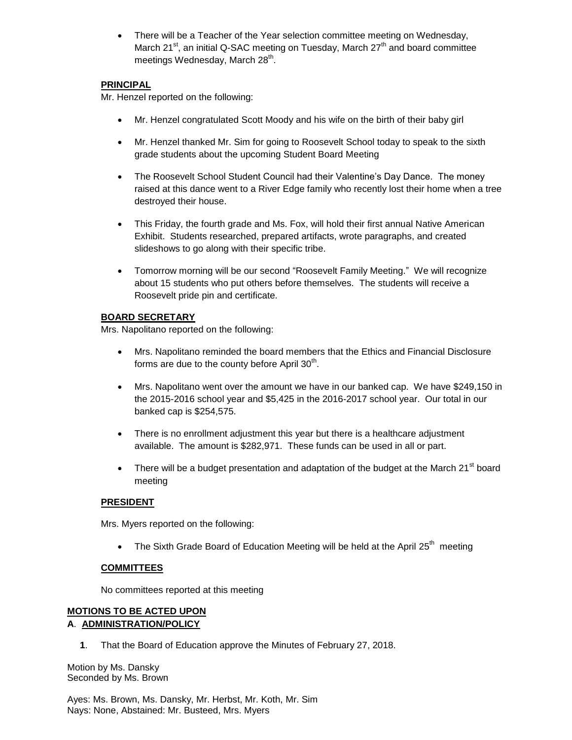- There will be a Teacher of the Year selection committee meeting on Wednesday, March 21st, an initial Q-SAC meeting on Tuesday, March 27th and board committee meetings Wednesday, March 28th.

**PRINCIPAL**

Mr. Henzel reported on the following:

- Mr. Henzel congratulated Scott Moody and his wife on the birth of their baby girl
- Mr. Henzel thanked Mr. Sim for going to Roosevelt School today to speak to the sixth grade students about the upcoming Student Board Meeting
- The Roosevelt School Student Council had their Valentine's Day Dance. The money raised at this dance went to a River Edge family who recently lost their home when a tree destroyed their house.
- This Friday, the fourth grade and Ms. Fox, will hold their first annual Native American Exhibit. Students researched, prepared artifacts, wrote paragraphs, and created slideshows to go along with their specific tribe.
- Tomorrow morning will be our second "Roosevelt Family Meeting." We will recognize about 15 students who put others before themselves. The students will receive a Roosevelt pride pin and certificate.

**BOARD SECRETARY**

Mrs. Napolitano reported on the following:

- Mrs. Napolitano reminded the board members that the Ethics and Financial Disclosure forms are due to the county before April 30th.
- Mrs. Napolitano went over the amount we have in our banked cap. We have $249,150 in the 2015-2016 school year and $5,425 in the 2016-2017 school year. Our total in our banked cap is $254,575.
- There is no enrollment adjustment this year but there is a healthcare adjustment available. The amount is $282,971. These funds can be used in all or part.
- There will be a budget presentation and adaptation of the budget at the March 21st board meeting

**PRESIDENT**

Mrs. Myers reported on the following:

- The Sixth Grade Board of Education Meeting will be held at the April 25th meeting

**COMMITTEES**

No committees reported at this meeting

**MOTIONS TO BE ACTED UPON**

**A. ADMINISTRATION/POLICY**

**1.** That the Board of Education approve the Minutes of February 27, 2018.

Motion by Ms. Dansky
Seconded by Ms. Brown

Ayes: Ms. Brown, Ms. Dansky, Mr. Herbst, Mr. Koth, Mr. Sim
Nays: None, Abstained: Mr. Busteed, Mrs. Myers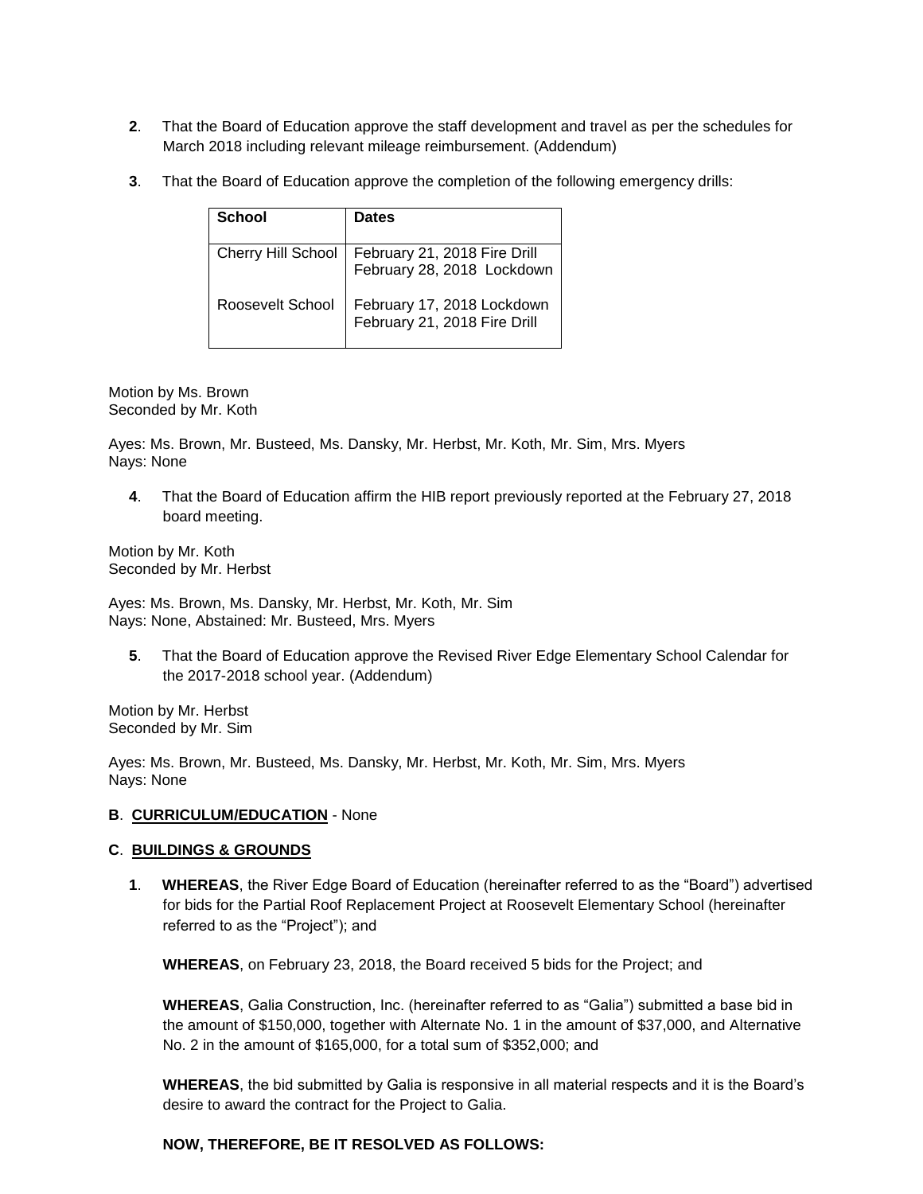**2**. That the Board of Education approve the staff development and travel as per the schedules for March 2018 including relevant mileage reimbursement. (Addendum)

**3**. That the Board of Education approve the completion of the following emergency drills:

| School | Dates |
|---|---|
| Cherry Hill School | February 21, 2018 Fire Drill<br>February 28, 2018 Lockdown |
| Roosevelt School | February 17, 2018 Lockdown<br>February 21, 2018 Fire Drill |

Motion by Ms. Brown
Seconded by Mr. Koth

Ayes: Ms. Brown, Mr. Busteed, Ms. Dansky, Mr. Herbst, Mr. Koth, Mr. Sim, Mrs. Myers
Nays: None

**4**. That the Board of Education affirm the HIB report previously reported at the February 27, 2018 board meeting.

Motion by Mr. Koth
Seconded by Mr. Herbst

Ayes: Ms. Brown, Ms. Dansky, Mr. Herbst, Mr. Koth, Mr. Sim
Nays: None, Abstained: Mr. Busteed, Mrs. Myers

**5**. That the Board of Education approve the Revised River Edge Elementary School Calendar for the 2017-2018 school year. (Addendum)

Motion by Mr. Herbst
Seconded by Mr. Sim

Ayes: Ms. Brown, Mr. Busteed, Ms. Dansky, Mr. Herbst, Mr. Koth, Mr. Sim, Mrs. Myers
Nays: None

**B**. **CURRICULUM/EDUCATION** - None

**C**. **BUILDINGS & GROUNDS**

**1**. **WHEREAS**, the River Edge Board of Education (hereinafter referred to as the "Board") advertised for bids for the Partial Roof Replacement Project at Roosevelt Elementary School (hereinafter referred to as the "Project"); and

**WHEREAS**, on February 23, 2018, the Board received 5 bids for the Project; and

**WHEREAS**, Galia Construction, Inc. (hereinafter referred to as "Galia") submitted a base bid in the amount of $150,000, together with Alternate No. 1 in the amount of $37,000, and Alternative No. 2 in the amount of $165,000, for a total sum of $352,000; and

**WHEREAS**, the bid submitted by Galia is responsive in all material respects and it is the Board's desire to award the contract for the Project to Galia.

**NOW, THEREFORE, BE IT RESOLVED AS FOLLOWS:**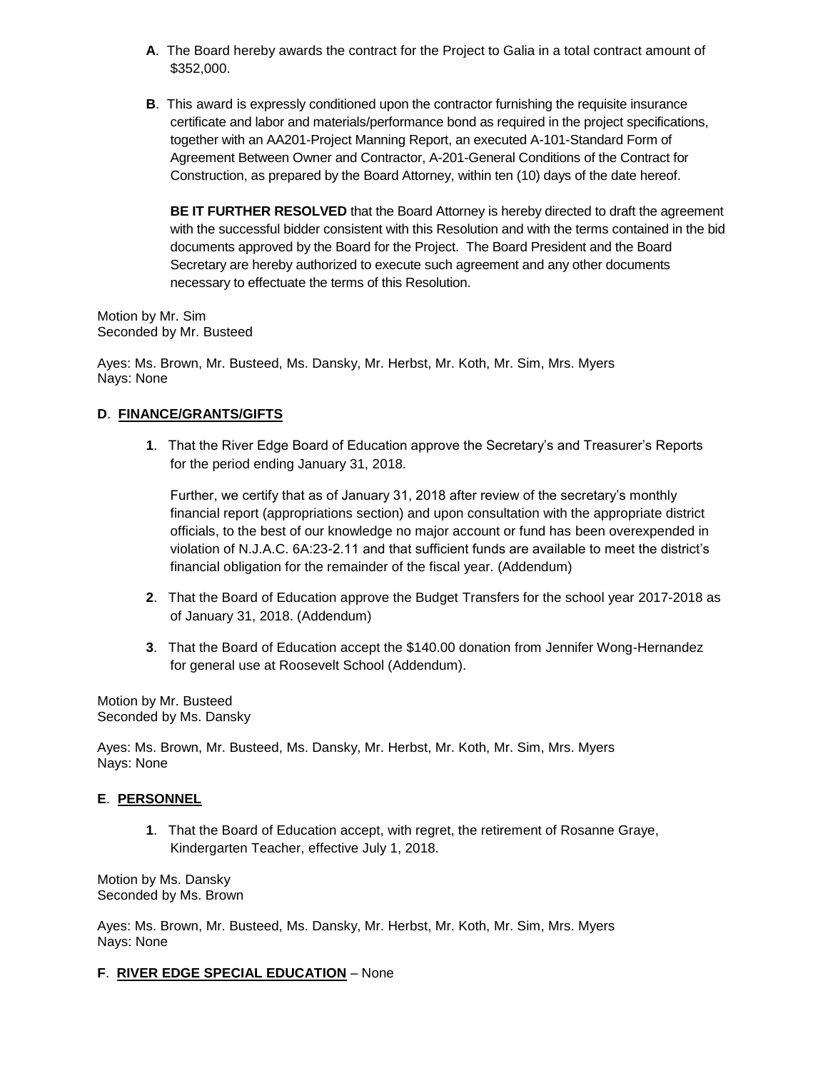**A**. The Board hereby awards the contract for the Project to Galia in a total contract amount of $352,000.

**B**. This award is expressly conditioned upon the contractor furnishing the requisite insurance certificate and labor and materials/performance bond as required in the project specifications, together with an AA201-Project Manning Report, an executed A-101-Standard Form of Agreement Between Owner and Contractor, A-201-General Conditions of the Contract for Construction, as prepared by the Board Attorney, within ten (10) days of the date hereof.

**BE IT FURTHER RESOLVED** that the Board Attorney is hereby directed to draft the agreement with the successful bidder consistent with this Resolution and with the terms contained in the bid documents approved by the Board for the Project. The Board President and the Board Secretary are hereby authorized to execute such agreement and any other documents necessary to effectuate the terms of this Resolution.

Motion by Mr. Sim
Seconded by Mr. Busteed

Ayes: Ms. Brown, Mr. Busteed, Ms. Dansky, Mr. Herbst, Mr. Koth, Mr. Sim, Mrs. Myers
Nays: None

**D**. **FINANCE/GRANTS/GIFTS**

**1**. That the River Edge Board of Education approve the Secretary's and Treasurer's Reports for the period ending January 31, 2018.

Further, we certify that as of January 31, 2018 after review of the secretary's monthly financial report (appropriations section) and upon consultation with the appropriate district officials, to the best of our knowledge no major account or fund has been overexpended in violation of N.J.A.C. 6A:23-2.11 and that sufficient funds are available to meet the district's financial obligation for the remainder of the fiscal year. (Addendum)

**2**. That the Board of Education approve the Budget Transfers for the school year 2017-2018 as of January 31, 2018. (Addendum)

**3**. That the Board of Education accept the $140.00 donation from Jennifer Wong-Hernandez for general use at Roosevelt School (Addendum).

Motion by Mr. Busteed
Seconded by Ms. Dansky

Ayes: Ms. Brown, Mr. Busteed, Ms. Dansky, Mr. Herbst, Mr. Koth, Mr. Sim, Mrs. Myers
Nays: None

**E**. **PERSONNEL**

**1**. That the Board of Education accept, with regret, the retirement of Rosanne Graye, Kindergarten Teacher, effective July 1, 2018.

Motion by Ms. Dansky
Seconded by Ms. Brown

Ayes: Ms. Brown, Mr. Busteed, Ms. Dansky, Mr. Herbst, Mr. Koth, Mr. Sim, Mrs. Myers
Nays: None

**F**. **RIVER EDGE SPECIAL EDUCATION** – None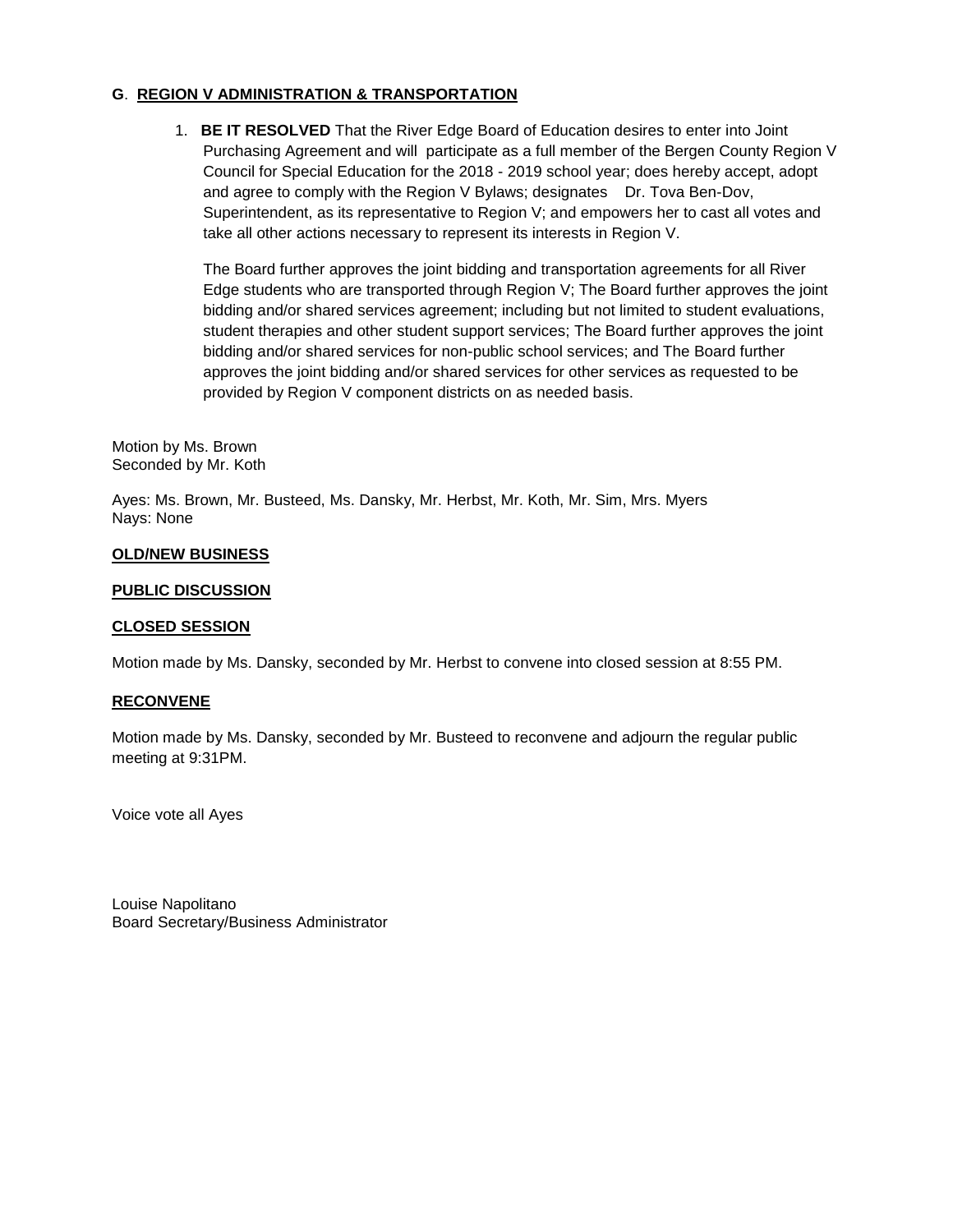**G**. **REGION V ADMINISTRATION & TRANSPORTATION**

1. **BE IT RESOLVED** That the River Edge Board of Education desires to enter into Joint Purchasing Agreement and will participate as a full member of the Bergen County Region V Council for Special Education for the 2018 - 2019 school year; does hereby accept, adopt and agree to comply with the Region V Bylaws; designates Dr. Tova Ben-Dov, Superintendent, as its representative to Region V; and empowers her to cast all votes and take all other actions necessary to represent its interests in Region V.

   The Board further approves the joint bidding and transportation agreements for all River Edge students who are transported through Region V; The Board further approves the joint bidding and/or shared services agreement; including but not limited to student evaluations, student therapies and other student support services; The Board further approves the joint bidding and/or shared services for non-public school services; and The Board further approves the joint bidding and/or shared services for other services as requested to be provided by Region V component districts on as needed basis.

Motion by Ms. Brown
Seconded by Mr. Koth

Ayes: Ms. Brown, Mr. Busteed, Ms. Dansky, Mr. Herbst, Mr. Koth, Mr. Sim, Mrs. Myers
Nays: None

**OLD/NEW BUSINESS**

**PUBLIC DISCUSSION**

**CLOSED SESSION**

Motion made by Ms. Dansky, seconded by Mr. Herbst to convene into closed session at 8:55 PM.

**RECONVENE**

Motion made by Ms. Dansky, seconded by Mr. Busteed to reconvene and adjourn the regular public meeting at 9:31PM.

Voice vote all Ayes

Louise Napolitano
Board Secretary/Business Administrator